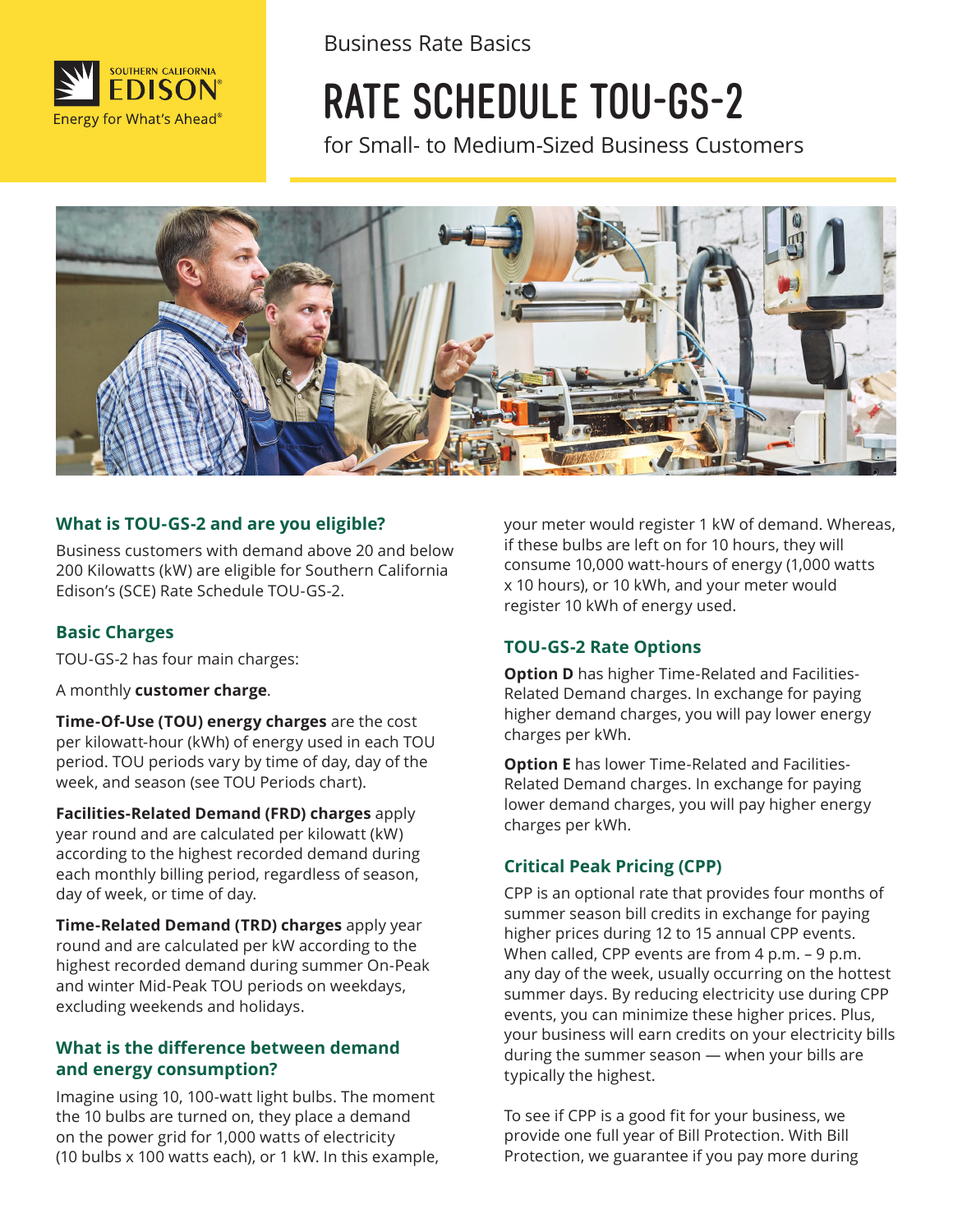Business Rate Basics

# RATE SCHEDULE TOU-GS-2

for Small- to Medium-Sized Business Customers

## What is TOU-GS-2 and are you eligible?

Business customers with demand above 20 and below 200 Kilowatts (kW) are eligible for Southern California Edison's (SCE) Rate Schedule TOU-GS-2.

## Basic Charges

TOU-GS-2 has four main charges:

A monthly **customer charge**.

**Time-Of-Use (TOU) energy charges** are the cost per kilowatt-hour (kWh) of energy used in each TOU period. TOU periods vary by time of day, day of the week, and season (see TOU Periods chart).

**Facilities-Related Demand (FRD) charges** apply year round and are calculated per kilowatt (kW) according to the highest recorded demand during each monthly billing period, regardless of season, day of week, or time of day.

**Time-Related Demand (TRD) charges** apply year round and are calculated per kW according to the highest recorded demand during summer On-Peak and winter Mid-Peak TOU periods on weekdays, excluding weekends and holidays.

## What is the difference between demand and energy consumption?

Imagine using 10, 100-watt light bulbs. The moment the 10 bulbs are turned on, they place a demand on the power grid for 1,000 watts of electricity (10 bulbs x 100 watts each), or 1 kW. In this example, your meter would register 1 kW of demand. Whereas, if these bulbs are left on for 10 hours, they will consume 10,000 watt-hours of energy (1,000 watts x 10 hours), or 10 kWh, and your meter would register 10 kWh of energy used.

## TOU-GS-2 Rate Options

**Option D** has higher Time-Related and Facilities-Related Demand charges. In exchange for paying higher demand charges, you will pay lower energy charges per kWh.

**Option E** has lower Time-Related and Facilities-Related Demand charges. In exchange for paying lower demand charges, you will pay higher energy charges per kWh.

## Critical Peak Pricing (CPP)

CPP is an optional rate that provides four months of summer season bill credits in exchange for paying higher prices during 12 to 15 annual CPP events. When called, CPP events are from 4 p.m. – 9 p.m. any day of the week, usually occurring on the hottest summer days. By reducing electricity use during CPP events, you can minimize these higher prices. Plus, your business will earn credits on your electricity bills during the summer season — when your bills are typically the highest.

To see if CPP is a good fit for your business, we provide one full year of Bill Protection. With Bill Protection, we guarantee if you pay more during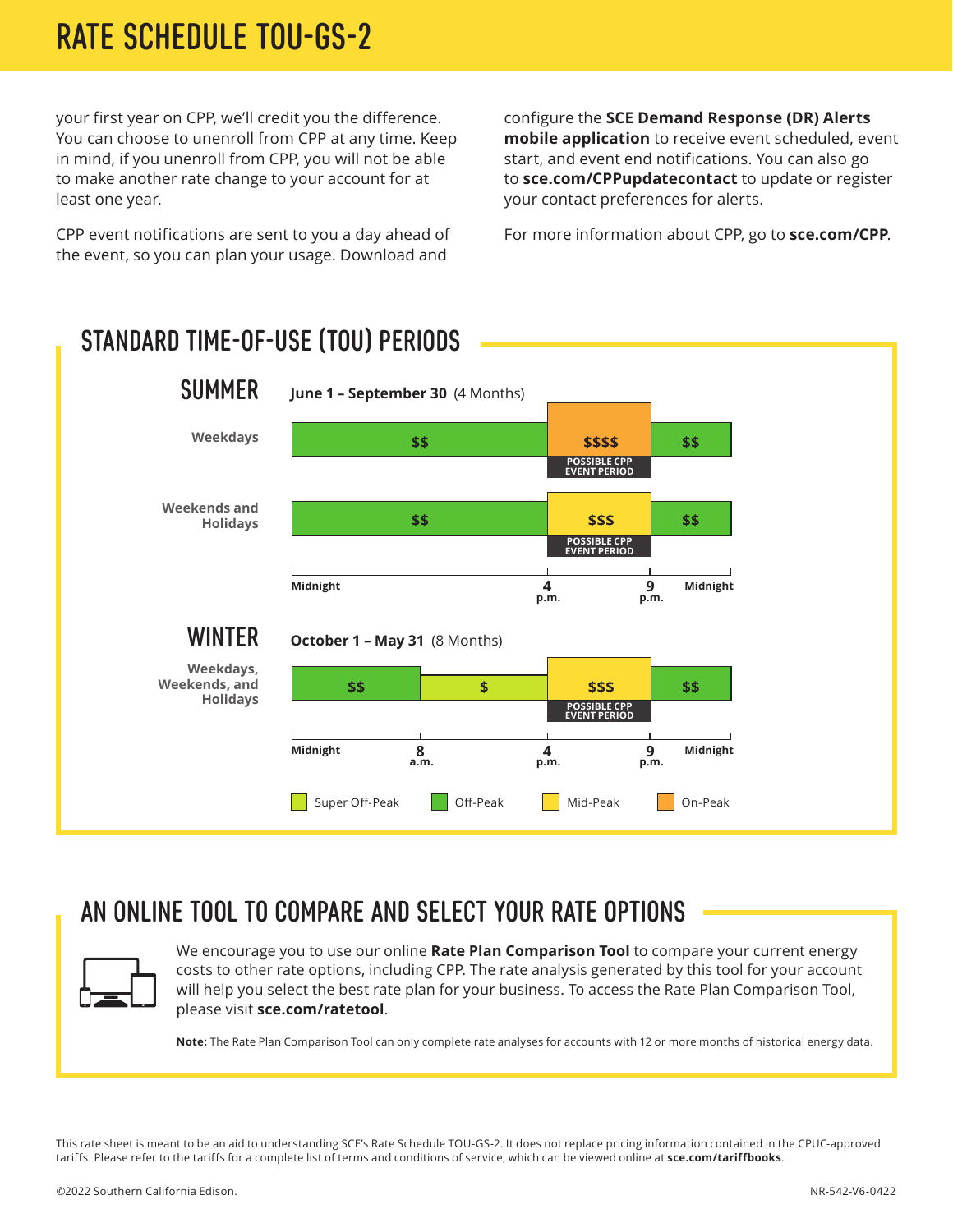# RATE SCHEDULE TOU-GS-2

your first year on CPP, we'll credit you the difference. You can choose to unenroll from CPP at any time. Keep in mind, if you unenroll from CPP, you will not be able to make another rate change to your account for at least one year.

CPP event notifications are sent to you a day ahead of the event, so you can plan your usage. Download and configure the **SCE Demand Response (DR) Alerts mobile application** to receive event scheduled, event start, and event end notifications. You can also go to **sce.com/CPPupdatecontact** to update or register your contact preferences for alerts.

For more information about CPP, go to **sce.com/CPP**.

## STANDARD TIME-OF-USE (TOU) PERIODS

### SUMMER

**June 1 – September 30** (4 Months)

Weekdays

$$ 
$$$$ 
POSSIBLE CPP EVENT PERIOD
$$

Weekends and Holidays

$$
$$$
POSSIBLE CPP EVENT PERIOD
$$

Midnight
4 p.m.
9 p.m.
Midnight

### WINTER

**October 1 – May 31** (8 Months)

Weekdays, Weekends, and Holidays

$$
$
$$$
POSSIBLE CPP EVENT PERIOD
$$

Midnight
8 a.m.
4 p.m.
9 p.m.
Midnight

Super Off-Peak
Off-Peak
Mid-Peak
On-Peak

## AN ONLINE TOOL TO COMPARE AND SELECT YOUR RATE OPTIONS

We encourage you to use our online **Rate Plan Comparison Tool** to compare your current energy costs to other rate options, including CPP. The rate analysis generated by this tool for your account will help you select the best rate plan for your business. To access the Rate Plan Comparison Tool, please visit **sce.com/ratetool**.

**Note:** The Rate Plan Comparison Tool can only complete rate analyses for accounts with 12 or more months of historical energy data.

This rate sheet is meant to be an aid to understanding SCE's Rate Schedule TOU-GS-2. It does not replace pricing information contained in the CPUC-approved tariffs. Please refer to the tariffs for a complete list of terms and conditions of service, which can be viewed online at **sce.com/tariffbooks**.

©2022 Southern California Edison.

NR-542-V6-0422